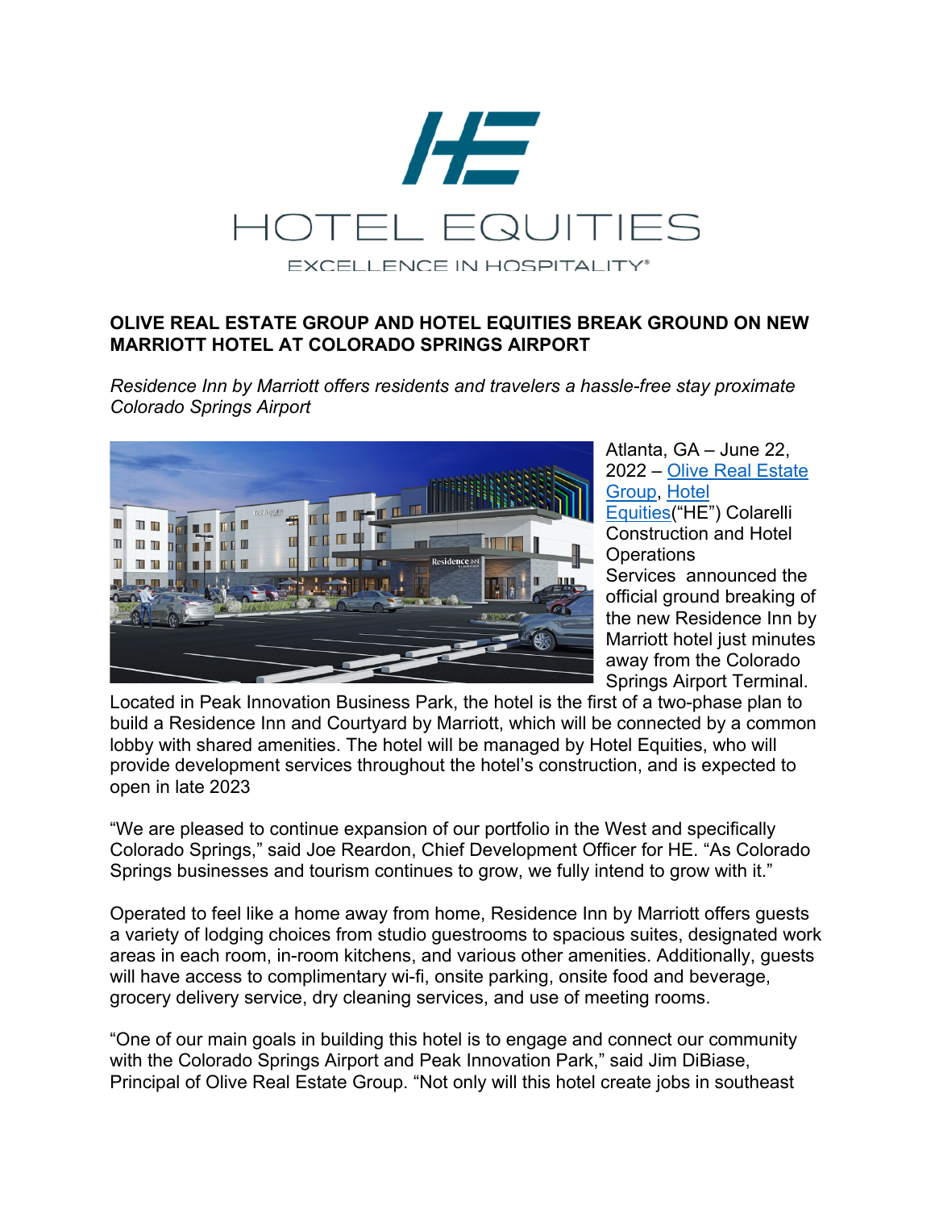HOTEL EQUITIES

EXCELLENCE IN HOSPITALITY®

**OLIVE REAL ESTATE GROUP AND HOTEL EQUITIES BREAK GROUND ON NEW MARRIOTT HOTEL AT COLORADO SPRINGS AIRPORT**

*Residence Inn by Marriott offers residents and travelers a hassle-free stay proximate Colorado Springs Airport*

Atlanta, GA – June 22, 2022 – Olive Real Estate Group, Hotel Equities("HE") Colarelli Construction and Hotel Operations Services announced the official ground breaking of the new Residence Inn by Marriott hotel just minutes away from the Colorado Springs Airport Terminal. Located in Peak Innovation Business Park, the hotel is the first of a two-phase plan to build a Residence Inn and Courtyard by Marriott, which will be connected by a common lobby with shared amenities. The hotel will be managed by Hotel Equities, who will provide development services throughout the hotel's construction, and is expected to open in late 2023

"We are pleased to continue expansion of our portfolio in the West and specifically Colorado Springs," said Joe Reardon, Chief Development Officer for HE. "As Colorado Springs businesses and tourism continues to grow, we fully intend to grow with it."

Operated to feel like a home away from home, Residence Inn by Marriott offers guests a variety of lodging choices from studio guestrooms to spacious suites, designated work areas in each room, in-room kitchens, and various other amenities. Additionally, guests will have access to complimentary wi-fi, onsite parking, onsite food and beverage, grocery delivery service, dry cleaning services, and use of meeting rooms.

"One of our main goals in building this hotel is to engage and connect our community with the Colorado Springs Airport and Peak Innovation Park," said Jim DiBiase, Principal of Olive Real Estate Group. "Not only will this hotel create jobs in southeast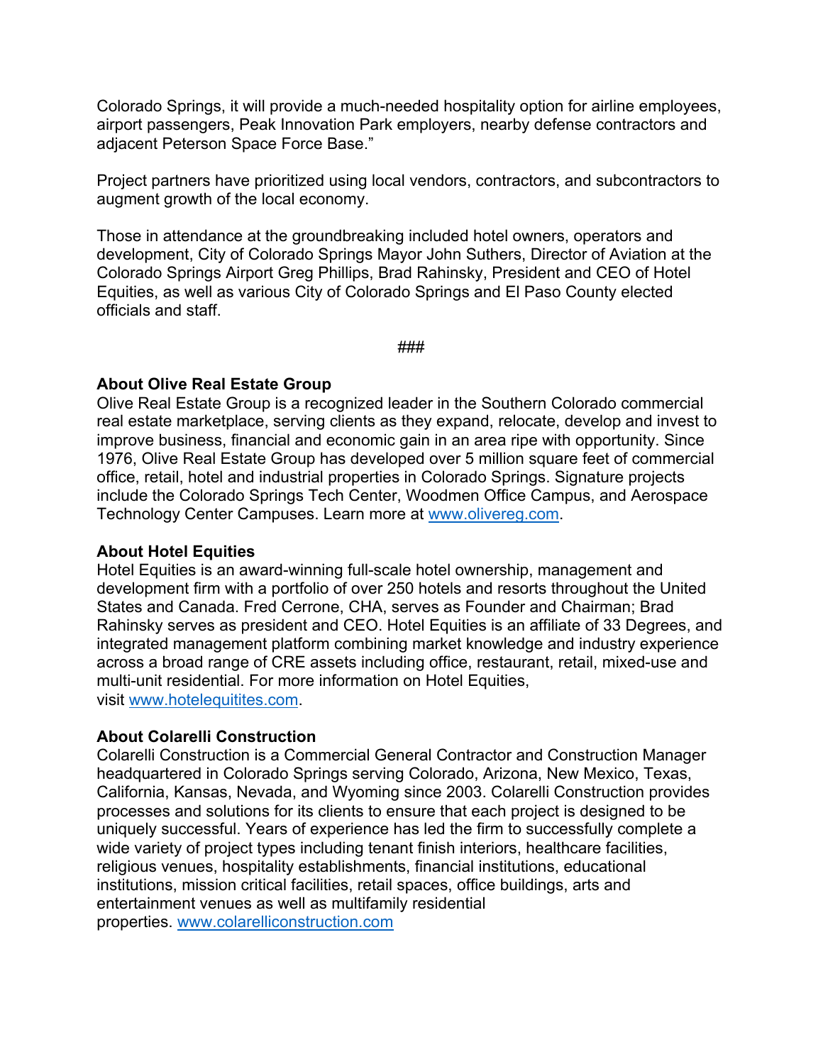Colorado Springs, it will provide a much-needed hospitality option for airline employees, airport passengers, Peak Innovation Park employers, nearby defense contractors and adjacent Peterson Space Force Base."

Project partners have prioritized using local vendors, contractors, and subcontractors to augment growth of the local economy.

Those in attendance at the groundbreaking included hotel owners, operators and development, City of Colorado Springs Mayor John Suthers, Director of Aviation at the Colorado Springs Airport Greg Phillips, Brad Rahinsky, President and CEO of Hotel Equities, as well as various City of Colorado Springs and El Paso County elected officials and staff.

###

**About Olive Real Estate Group**
Olive Real Estate Group is a recognized leader in the Southern Colorado commercial real estate marketplace, serving clients as they expand, relocate, develop and invest to improve business, financial and economic gain in an area ripe with opportunity. Since 1976, Olive Real Estate Group has developed over 5 million square feet of commercial office, retail, hotel and industrial properties in Colorado Springs. Signature projects include the Colorado Springs Tech Center, Woodmen Office Campus, and Aerospace Technology Center Campuses. Learn more at [www.olivereg.com](www.olivereg.com).

**About Hotel Equities**
Hotel Equities is an award-winning full-scale hotel ownership, management and development firm with a portfolio of over 250 hotels and resorts throughout the United States and Canada. Fred Cerrone, CHA, serves as Founder and Chairman; Brad Rahinsky serves as president and CEO. Hotel Equities is an affiliate of 33 Degrees, and integrated management platform combining market knowledge and industry experience across a broad range of CRE assets including office, restaurant, retail, mixed-use and multi-unit residential. For more information on Hotel Equities, visit [www.hotelequitites.com](www.hotelequitites.com).

**About Colarelli Construction**
Colarelli Construction is a Commercial General Contractor and Construction Manager headquartered in Colorado Springs serving Colorado, Arizona, New Mexico, Texas, California, Kansas, Nevada, and Wyoming since 2003. Colarelli Construction provides processes and solutions for its clients to ensure that each project is designed to be uniquely successful. Years of experience has led the firm to successfully complete a wide variety of project types including tenant finish interiors, healthcare facilities, religious venues, hospitality establishments, financial institutions, educational institutions, mission critical facilities, retail spaces, office buildings, arts and entertainment venues as well as multifamily residential properties. [www.colarelliconstruction.com](www.colarelliconstruction.com)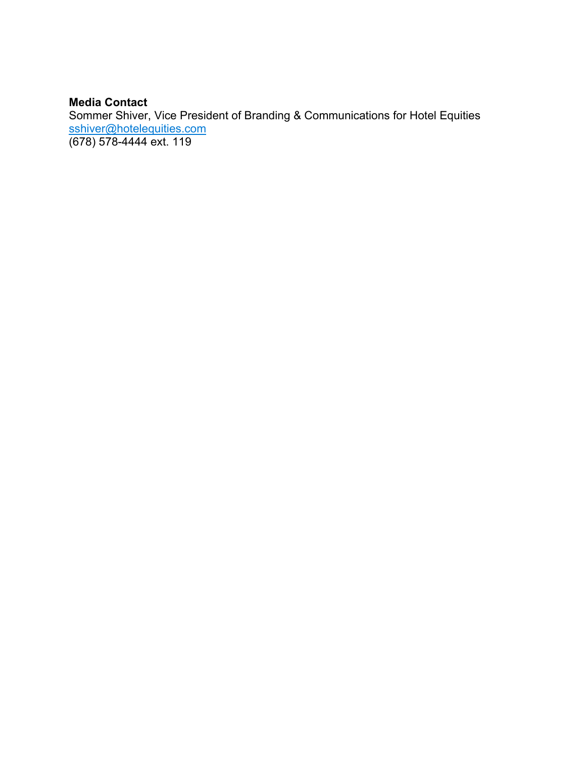**Media Contact**
Sommer Shiver, Vice President of Branding & Communications for Hotel Equities
sshiver@hotelequities.com
(678) 578-4444 ext. 119